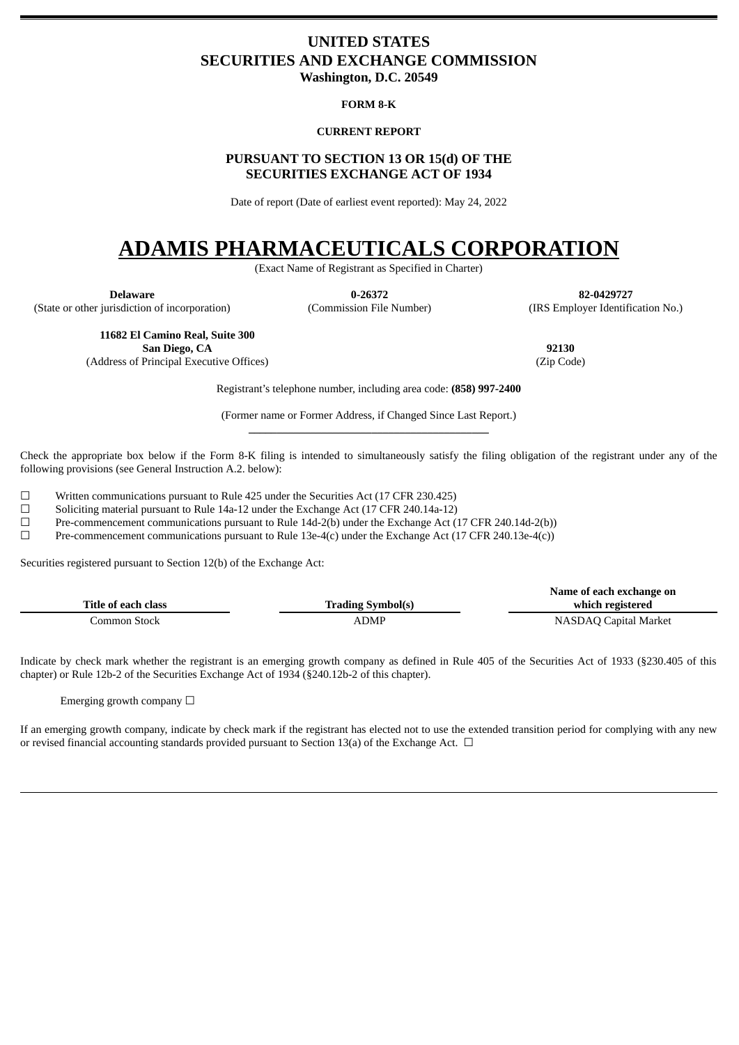# UNITED STATES
# SECURITIES AND EXCHANGE COMMISSION
**Washington, D.C. 20549**

**FORM 8-K**

**CURRENT REPORT**

**PURSUANT TO SECTION 13 OR 15(d) OF THE SECURITIES EXCHANGE ACT OF 1934**

Date of report (Date of earliest event reported): May 24, 2022

# ADAMIS PHARMACEUTICALS CORPORATION

(Exact Name of Registrant as Specified in Charter)

| **Delaware** | **0-26372** | **82-0429727** |
|---|---|---|
| (State or other jurisdiction of incorporation) | (Commission File Number) | (IRS Employer Identification No.) |

| **11682 El Camino Real, Suite 300 San Diego, CA** | **92130** |
|---|---|
| (Address of Principal Executive Offices) | (Zip Code) |

Registrant's telephone number, including area code: **(858) 997-2400**

(Former name or Former Address, if Changed Since Last Report.)

Check the appropriate box below if the Form 8-K filing is intended to simultaneously satisfy the filing obligation of the registrant under any of the following provisions (see General Instruction A.2. below):

☐ Written communications pursuant to Rule 425 under the Securities Act (17 CFR 230.425)
☐ Soliciting material pursuant to Rule 14a-12 under the Exchange Act (17 CFR 240.14a-12)
☐ Pre-commencement communications pursuant to Rule 14d-2(b) under the Exchange Act (17 CFR 240.14d-2(b))
☐ Pre-commencement communications pursuant to Rule 13e-4(c) under the Exchange Act (17 CFR 240.13e-4(c))

Securities registered pursuant to Section 12(b) of the Exchange Act:

| Title of each class | Trading Symbol(s) | Name of each exchange on which registered |
|---|---|---|
| Common Stock | ADMP | NASDAQ Capital Market |

Indicate by check mark whether the registrant is an emerging growth company as defined in Rule 405 of the Securities Act of 1933 (§230.405 of this chapter) or Rule 12b-2 of the Securities Exchange Act of 1934 (§240.12b-2 of this chapter).

Emerging growth company ☐

If an emerging growth company, indicate by check mark if the registrant has elected not to use the extended transition period for complying with any new or revised financial accounting standards provided pursuant to Section 13(a) of the Exchange Act. ☐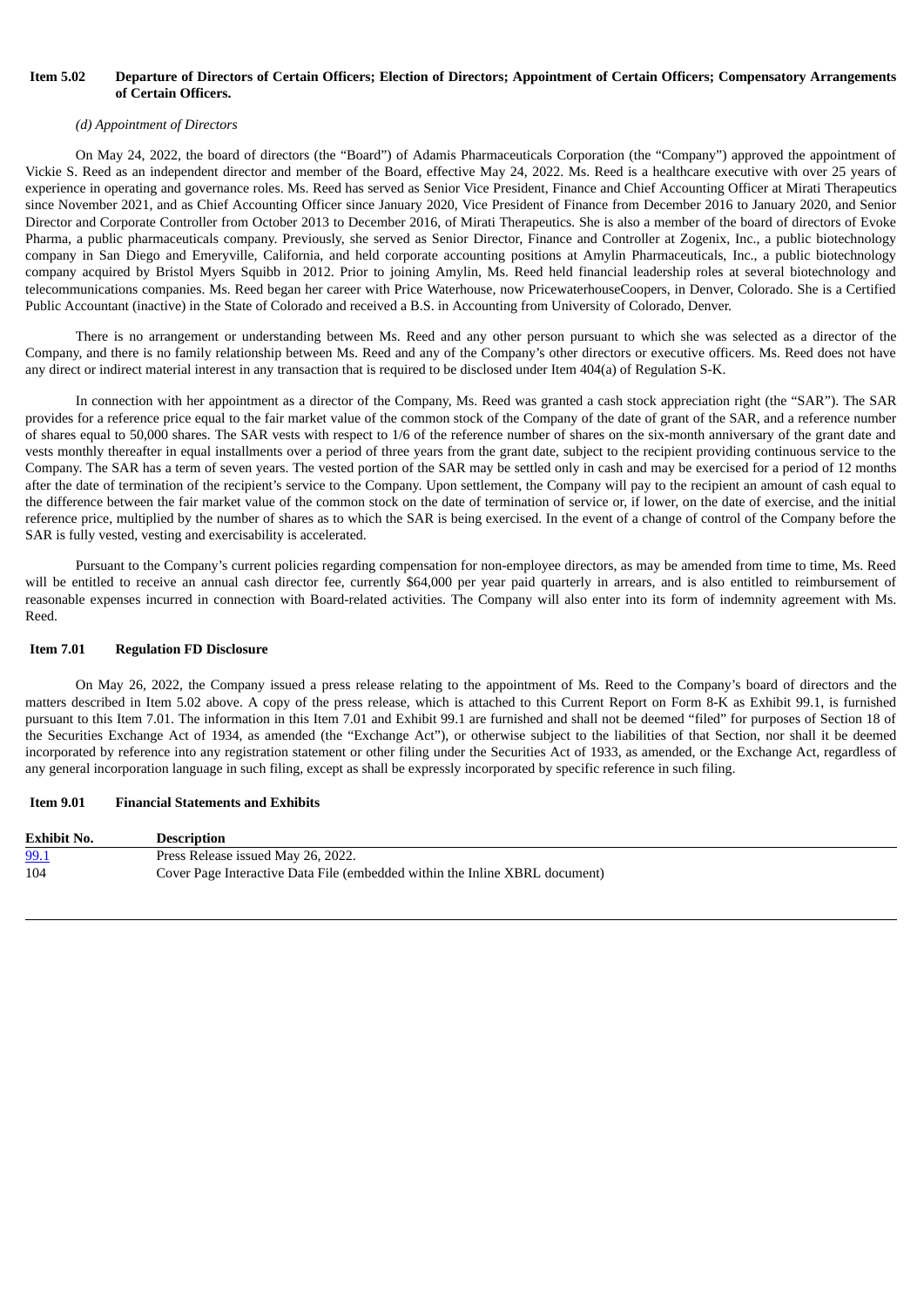**Item 5.02 Departure of Directors of Certain Officers; Election of Directors; Appointment of Certain Officers; Compensatory Arrangements of Certain Officers.**

*(d) Appointment of Directors*

On May 24, 2022, the board of directors (the "Board") of Adamis Pharmaceuticals Corporation (the "Company") approved the appointment of Vickie S. Reed as an independent director and member of the Board, effective May 24, 2022. Ms. Reed is a healthcare executive with over 25 years of experience in operating and governance roles. Ms. Reed has served as Senior Vice President, Finance and Chief Accounting Officer at Mirati Therapeutics since November 2021, and as Chief Accounting Officer since January 2020, Vice President of Finance from December 2016 to January 2020, and Senior Director and Corporate Controller from October 2013 to December 2016, of Mirati Therapeutics. She is also a member of the board of directors of Evoke Pharma, a public pharmaceuticals company. Previously, she served as Senior Director, Finance and Controller at Zogenix, Inc., a public biotechnology company in San Diego and Emeryville, California, and held corporate accounting positions at Amylin Pharmaceuticals, Inc., a public biotechnology company acquired by Bristol Myers Squibb in 2012. Prior to joining Amylin, Ms. Reed held financial leadership roles at several biotechnology and telecommunications companies. Ms. Reed began her career with Price Waterhouse, now PricewaterhouseCoopers, in Denver, Colorado. She is a Certified Public Accountant (inactive) in the State of Colorado and received a B.S. in Accounting from University of Colorado, Denver.

There is no arrangement or understanding between Ms. Reed and any other person pursuant to which she was selected as a director of the Company, and there is no family relationship between Ms. Reed and any of the Company's other directors or executive officers. Ms. Reed does not have any direct or indirect material interest in any transaction that is required to be disclosed under Item 404(a) of Regulation S-K.

In connection with her appointment as a director of the Company, Ms. Reed was granted a cash stock appreciation right (the "SAR"). The SAR provides for a reference price equal to the fair market value of the common stock of the Company of the date of grant of the SAR, and a reference number of shares equal to 50,000 shares. The SAR vests with respect to 1/6 of the reference number of shares on the six-month anniversary of the grant date and vests monthly thereafter in equal installments over a period of three years from the grant date, subject to the recipient providing continuous service to the Company. The SAR has a term of seven years. The vested portion of the SAR may be settled only in cash and may be exercised for a period of 12 months after the date of termination of the recipient's service to the Company. Upon settlement, the Company will pay to the recipient an amount of cash equal to the difference between the fair market value of the common stock on the date of termination of service or, if lower, on the date of exercise, and the initial reference price, multiplied by the number of shares as to which the SAR is being exercised. In the event of a change of control of the Company before the SAR is fully vested, vesting and exercisability is accelerated.

Pursuant to the Company's current policies regarding compensation for non-employee directors, as may be amended from time to time, Ms. Reed will be entitled to receive an annual cash director fee, currently $64,000 per year paid quarterly in arrears, and is also entitled to reimbursement of reasonable expenses incurred in connection with Board-related activities. The Company will also enter into its form of indemnity agreement with Ms. Reed.

**Item 7.01 Regulation FD Disclosure**

On May 26, 2022, the Company issued a press release relating to the appointment of Ms. Reed to the Company's board of directors and the matters described in Item 5.02 above. A copy of the press release, which is attached to this Current Report on Form 8-K as Exhibit 99.1, is furnished pursuant to this Item 7.01. The information in this Item 7.01 and Exhibit 99.1 are furnished and shall not be deemed "filed" for purposes of Section 18 of the Securities Exchange Act of 1934, as amended (the "Exchange Act"), or otherwise subject to the liabilities of that Section, nor shall it be deemed incorporated by reference into any registration statement or other filing under the Securities Act of 1933, as amended, or the Exchange Act, regardless of any general incorporation language in such filing, except as shall be expressly incorporated by specific reference in such filing.

**Item 9.01 Financial Statements and Exhibits**

| Exhibit No. | Description |
|---|---|
| 99.1 | Press Release issued May 26, 2022. |
| 104 | Cover Page Interactive Data File (embedded within the Inline XBRL document) |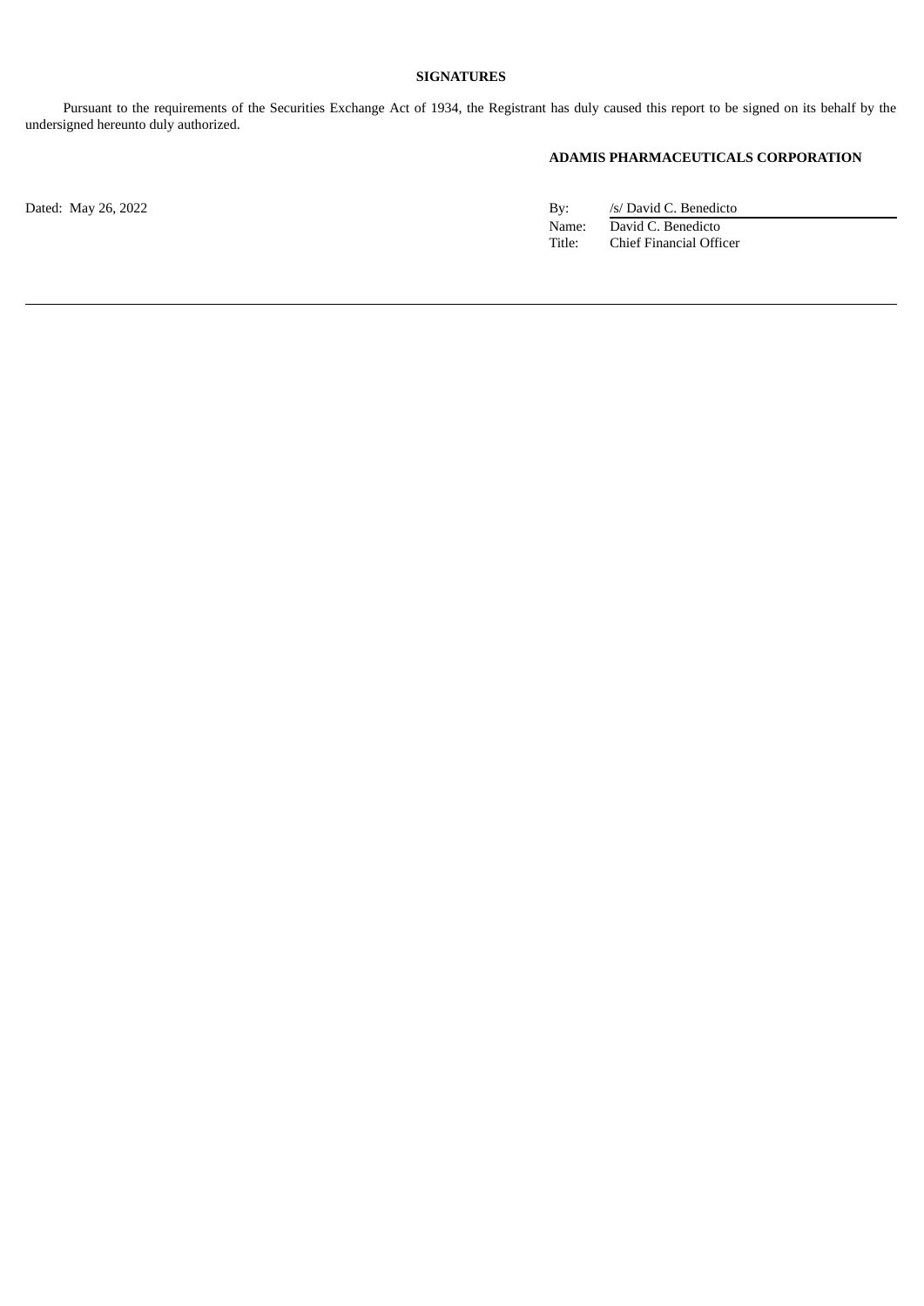**SIGNATURES**

Pursuant to the requirements of the Securities Exchange Act of 1934, the Registrant has duly caused this report to be signed on its behalf by the undersigned hereunto duly authorized.

**ADAMIS PHARMACEUTICALS CORPORATION**

Dated: May 26, 2022

| | |
|---|---|
| By: | /s/ David C. Benedicto |
| Name: | David C. Benedicto |
| Title: | Chief Financial Officer |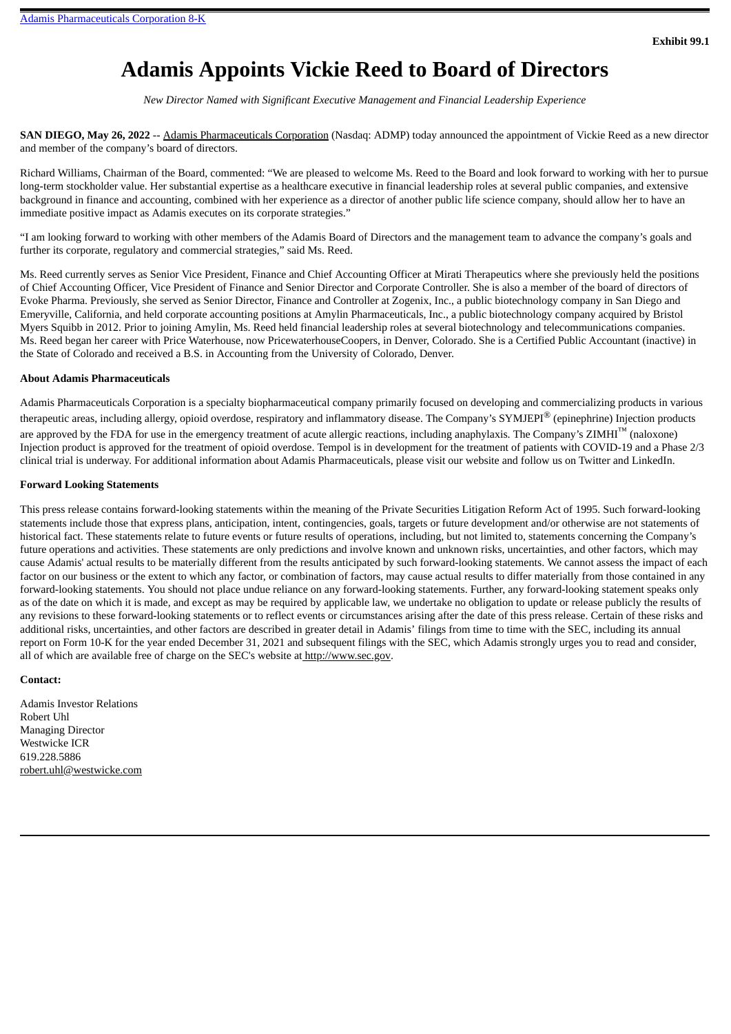Exhibit 99.1

# Adamis Appoints Vickie Reed to Board of Directors

*New Director Named with Significant Executive Management and Financial Leadership Experience*

**SAN DIEGO, May 26, 2022** -- Adamis Pharmaceuticals Corporation (Nasdaq: ADMP) today announced the appointment of Vickie Reed as a new director and member of the company's board of directors.

Richard Williams, Chairman of the Board, commented: "We are pleased to welcome Ms. Reed to the Board and look forward to working with her to pursue long-term stockholder value. Her substantial expertise as a healthcare executive in financial leadership roles at several public companies, and extensive background in finance and accounting, combined with her experience as a director of another public life science company, should allow her to have an immediate positive impact as Adamis executes on its corporate strategies."

"I am looking forward to working with other members of the Adamis Board of Directors and the management team to advance the company's goals and further its corporate, regulatory and commercial strategies," said Ms. Reed.

Ms. Reed currently serves as Senior Vice President, Finance and Chief Accounting Officer at Mirati Therapeutics where she previously held the positions of Chief Accounting Officer, Vice President of Finance and Senior Director and Corporate Controller. She is also a member of the board of directors of Evoke Pharma. Previously, she served as Senior Director, Finance and Controller at Zogenix, Inc., a public biotechnology company in San Diego and Emeryville, California, and held corporate accounting positions at Amylin Pharmaceuticals, Inc., a public biotechnology company acquired by Bristol Myers Squibb in 2012. Prior to joining Amylin, Ms. Reed held financial leadership roles at several biotechnology and telecommunications companies. Ms. Reed began her career with Price Waterhouse, now PricewaterhouseCoopers, in Denver, Colorado. She is a Certified Public Accountant (inactive) in the State of Colorado and received a B.S. in Accounting from the University of Colorado, Denver.

**About Adamis Pharmaceuticals**

Adamis Pharmaceuticals Corporation is a specialty biopharmaceutical company primarily focused on developing and commercializing products in various therapeutic areas, including allergy, opioid overdose, respiratory and inflammatory disease. The Company's SYMJEPI® (epinephrine) Injection products are approved by the FDA for use in the emergency treatment of acute allergic reactions, including anaphylaxis. The Company's ZIMHI™ (naloxone) Injection product is approved for the treatment of opioid overdose. Tempol is in development for the treatment of patients with COVID-19 and a Phase 2/3 clinical trial is underway. For additional information about Adamis Pharmaceuticals, please visit our website and follow us on Twitter and LinkedIn.

**Forward Looking Statements**

This press release contains forward-looking statements within the meaning of the Private Securities Litigation Reform Act of 1995. Such forward-looking statements include those that express plans, anticipation, intent, contingencies, goals, targets or future development and/or otherwise are not statements of historical fact. These statements relate to future events or future results of operations, including, but not limited to, statements concerning the Company's future operations and activities. These statements are only predictions and involve known and unknown risks, uncertainties, and other factors, which may cause Adamis' actual results to be materially different from the results anticipated by such forward-looking statements. We cannot assess the impact of each factor on our business or the extent to which any factor, or combination of factors, may cause actual results to differ materially from those contained in any forward-looking statements. You should not place undue reliance on any forward-looking statements. Further, any forward-looking statement speaks only as of the date on which it is made, and except as may be required by applicable law, we undertake no obligation to update or release publicly the results of any revisions to these forward-looking statements or to reflect events or circumstances arising after the date of this press release. Certain of these risks and additional risks, uncertainties, and other factors are described in greater detail in Adamis' filings from time to time with the SEC, including its annual report on Form 10-K for the year ended December 31, 2021 and subsequent filings with the SEC, which Adamis strongly urges you to read and consider, all of which are available free of charge on the SEC's website at http://www.sec.gov.

**Contact:**

Adamis Investor Relations
Robert Uhl
Managing Director
Westwicke ICR
619.228.5886
robert.uhl@westwicke.com